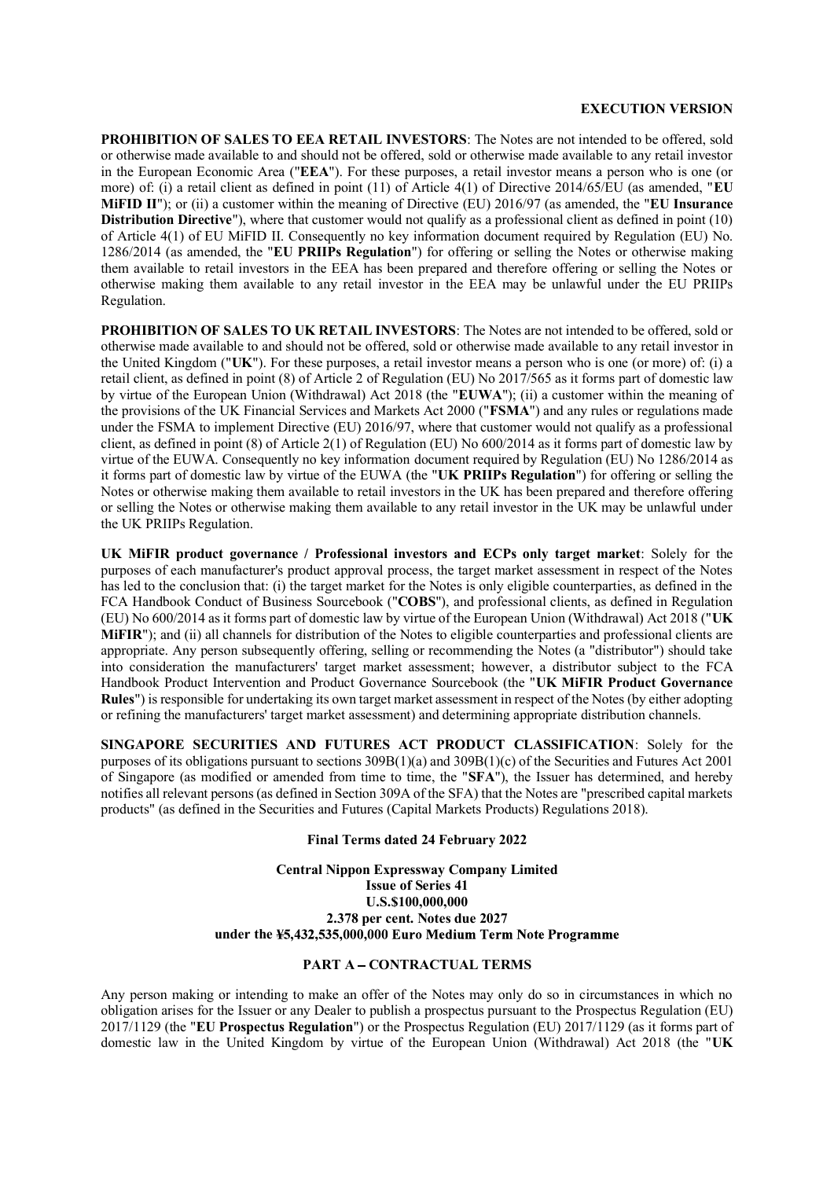**EXECUTION VERSION**

**PROHIBITION OF SALES TO EEA RETAIL INVESTORS**: The Notes are not intended to be offered, sold or otherwise made available to and should not be offered, sold or otherwise made available to any retail investor in the European Economic Area ("**EEA**"). For these purposes, a retail investor means a person who is one (or more) of: (i) a retail client as defined in point (11) of Article 4(1) of Directive 2014/65/EU (as amended, "**EU MiFID II**"); or (ii) a customer within the meaning of Directive (EU) 2016/97 (as amended, the "**EU Insurance Distribution Directive**"), where that customer would not qualify as a professional client as defined in point (10) of Article 4(1) of EU MiFID II. Consequently no key information document required by Regulation (EU) No. 1286/2014 (as amended, the "**EU PRIIPs Regulation**") for offering or selling the Notes or otherwise making them available to retail investors in the EEA has been prepared and therefore offering or selling the Notes or otherwise making them available to any retail investor in the EEA may be unlawful under the EU PRIIPs Regulation.

**PROHIBITION OF SALES TO UK RETAIL INVESTORS**: The Notes are not intended to be offered, sold or otherwise made available to and should not be offered, sold or otherwise made available to any retail investor in the United Kingdom ("**UK**"). For these purposes, a retail investor means a person who is one (or more) of: (i) a retail client, as defined in point (8) of Article 2 of Regulation (EU) No 2017/565 as it forms part of domestic law by virtue of the European Union (Withdrawal) Act 2018 (the "**EUWA**"); (ii) a customer within the meaning of the provisions of the UK Financial Services and Markets Act 2000 ("**FSMA**") and any rules or regulations made under the FSMA to implement Directive (EU) 2016/97, where that customer would not qualify as a professional client, as defined in point (8) of Article 2(1) of Regulation (EU) No 600/2014 as it forms part of domestic law by virtue of the EUWA. Consequently no key information document required by Regulation (EU) No 1286/2014 as it forms part of domestic law by virtue of the EUWA (the "**UK PRIIPs Regulation**") for offering or selling the Notes or otherwise making them available to retail investors in the UK has been prepared and therefore offering or selling the Notes or otherwise making them available to any retail investor in the UK may be unlawful under the UK PRIIPs Regulation.

**UK MiFIR product governance / Professional investors and ECPs only target market**: Solely for the purposes of each manufacturer's product approval process, the target market assessment in respect of the Notes has led to the conclusion that: (i) the target market for the Notes is only eligible counterparties, as defined in the FCA Handbook Conduct of Business Sourcebook ("**COBS**"), and professional clients, as defined in Regulation (EU) No 600/2014 as it forms part of domestic law by virtue of the European Union (Withdrawal) Act 2018 ("**UK MiFIR**"); and (ii) all channels for distribution of the Notes to eligible counterparties and professional clients are appropriate. Any person subsequently offering, selling or recommending the Notes (a "distributor") should take into consideration the manufacturers' target market assessment; however, a distributor subject to the FCA Handbook Product Intervention and Product Governance Sourcebook (the "**UK MiFIR Product Governance Rules**") is responsible for undertaking its own target market assessment in respect of the Notes (by either adopting or refining the manufacturers' target market assessment) and determining appropriate distribution channels.

**SINGAPORE SECURITIES AND FUTURES ACT PRODUCT CLASSIFICATION**: Solely for the purposes of its obligations pursuant to sections 309B(1)(a) and 309B(1)(c) of the Securities and Futures Act 2001 of Singapore (as modified or amended from time to time, the "**SFA**"), the Issuer has determined, and hereby notifies all relevant persons (as defined in Section 309A of the SFA) that the Notes are "prescribed capital markets products" (as defined in the Securities and Futures (Capital Markets Products) Regulations 2018).

**Final Terms dated 24 February 2022**

**Central Nippon Expressway Company Limited**
**Issue of Series 41**
**U.S.$100,000,000**
**2.378 per cent. Notes due 2027**
**under the ¥5,432,535,000,000 Euro Medium Term Note Programme**

**PART A – CONTRACTUAL TERMS**

Any person making or intending to make an offer of the Notes may only do so in circumstances in which no obligation arises for the Issuer or any Dealer to publish a prospectus pursuant to the Prospectus Regulation (EU) 2017/1129 (the "**EU Prospectus Regulation**") or the Prospectus Regulation (EU) 2017/1129 (as it forms part of domestic law in the United Kingdom by virtue of the European Union (Withdrawal) Act 2018 (the "**UK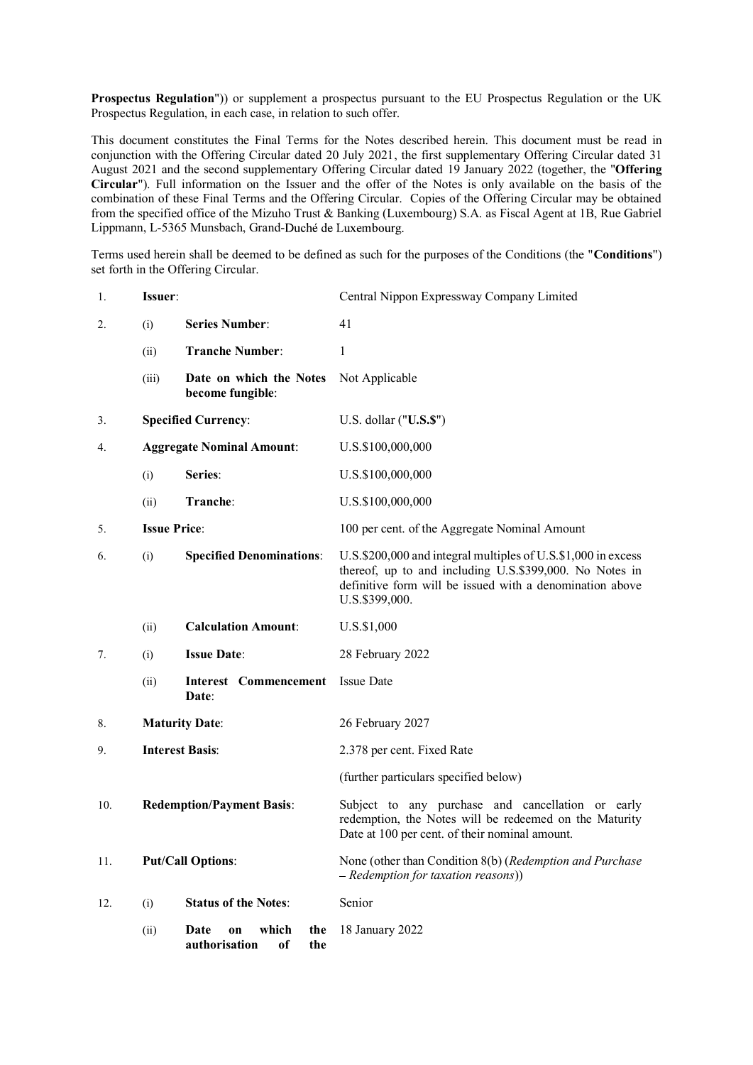**Prospectus Regulation**")) or supplement a prospectus pursuant to the EU Prospectus Regulation or the UK Prospectus Regulation, in each case, in relation to such offer.

This document constitutes the Final Terms for the Notes described herein. This document must be read in conjunction with the Offering Circular dated 20 July 2021, the first supplementary Offering Circular dated 31 August 2021 and the second supplementary Offering Circular dated 19 January 2022 (together, the "**Offering Circular**"). Full information on the Issuer and the offer of the Notes is only available on the basis of the combination of these Final Terms and the Offering Circular. Copies of the Offering Circular may be obtained from the specified office of the Mizuho Trust & Banking (Luxembourg) S.A. as Fiscal Agent at 1B, Rue Gabriel Lippmann, L-5365 Munsbach, Grand-Duché de Luxembourg.

Terms used herein shall be deemed to be defined as such for the purposes of the Conditions (the "**Conditions**") set forth in the Offering Circular.

| | | | |
|---|---|---|---|
| 1. | **Issuer**: | | Central Nippon Expressway Company Limited |
| 2. | (i) | **Series Number**: | 41 |
| | (ii) | **Tranche Number**: | 1 |
| | (iii) | **Date on which the Notes become fungible**: | Not Applicable |
| 3. | **Specified Currency**: | | U.S. dollar ("**U.S.$**") |
| 4. | **Aggregate Nominal Amount**: | | U.S.$100,000,000 |
| | (i) | **Series**: | U.S.$100,000,000 |
| | (ii) | **Tranche**: | U.S.$100,000,000 |
| 5. | **Issue Price**: | | 100 per cent. of the Aggregate Nominal Amount |
| 6. | (i) | **Specified Denominations**: | U.S.$200,000 and integral multiples of U.S.$1,000 in excess thereof, up to and including U.S.$399,000. No Notes in definitive form will be issued with a denomination above U.S.$399,000. |
| | (ii) | **Calculation Amount**: | U.S.$1,000 |
| 7. | (i) | **Issue Date**: | 28 February 2022 |
| | (ii) | **Interest Commencement Date**: | Issue Date |
| 8. | **Maturity Date**: | | 26 February 2027 |
| 9. | **Interest Basis**: | | 2.378 per cent. Fixed Rate<br><br>(further particulars specified below) |
| 10. | **Redemption/Payment Basis**: | | Subject to any purchase and cancellation or early redemption, the Notes will be redeemed on the Maturity Date at 100 per cent. of their nominal amount. |
| 11. | **Put/Call Options**: | | None (other than Condition 8(b) (*Redemption and Purchase – Redemption for taxation reasons*)) |
| 12. | (i) | **Status of the Notes**: | Senior |
| | (ii) | **Date on which the authorisation of the** | 18 January 2022 |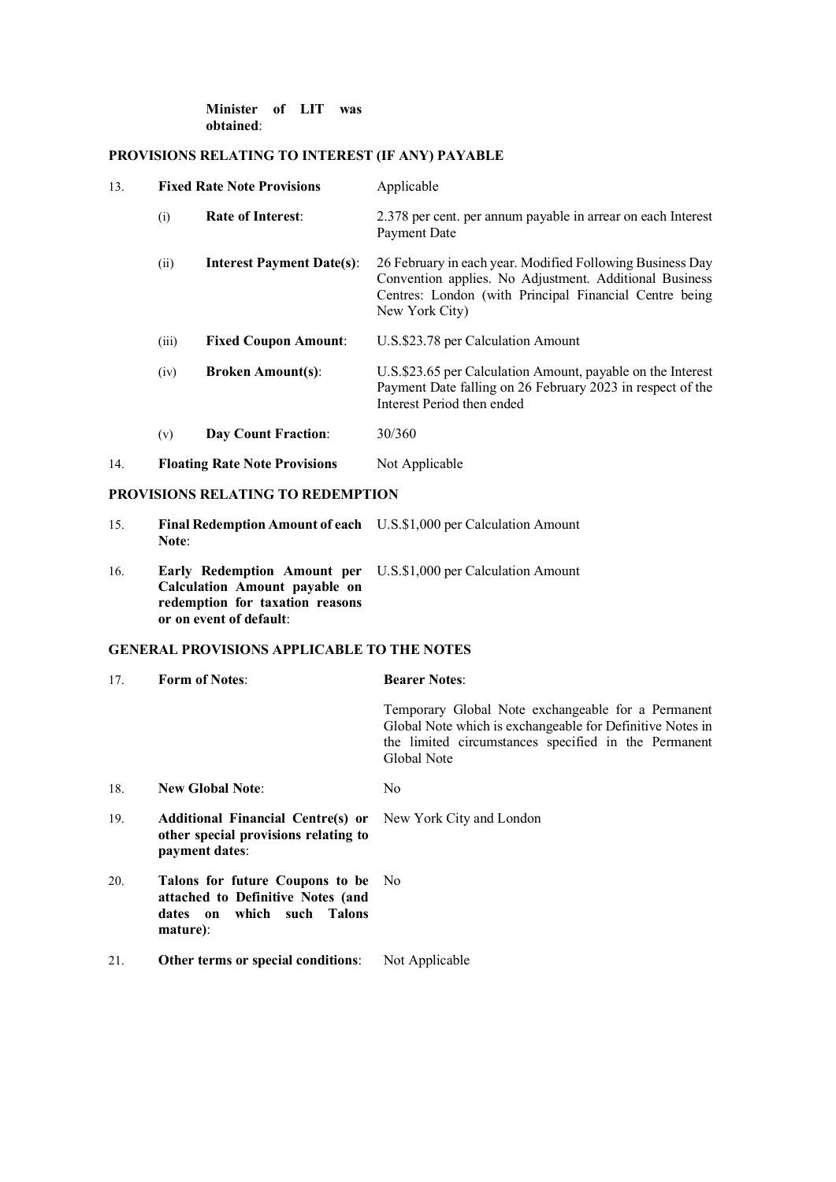| | | |
|---|---|---|
| | **Minister of LIT was obtained**: | |

## PROVISIONS RELATING TO INTEREST (IF ANY) PAYABLE

| | | |
|---|---|---|
| 13. | **Fixed Rate Note Provisions** | Applicable |
| | (i) **Rate of Interest**: | 2.378 per cent. per annum payable in arrear on each Interest Payment Date |
| | (ii) **Interest Payment Date(s)**: | 26 February in each year. Modified Following Business Day Convention applies. No Adjustment. Additional Business Centres: London (with Principal Financial Centre being New York City) |
| | (iii) **Fixed Coupon Amount**: | U.S.$23.78 per Calculation Amount |
| | (iv) **Broken Amount(s)**: | U.S.$23.65 per Calculation Amount, payable on the Interest Payment Date falling on 26 February 2023 in respect of the Interest Period then ended |
| | (v) **Day Count Fraction**: | 30/360 |
| 14. | **Floating Rate Note Provisions** | Not Applicable |

## PROVISIONS RELATING TO REDEMPTION

| | | |
|---|---|---|
| 15. | **Final Redemption Amount of each Note**: | U.S.$1,000 per Calculation Amount |
| 16. | **Early Redemption Amount per Calculation Amount payable on redemption for taxation reasons or on event of default**: | U.S.$1,000 per Calculation Amount |

## GENERAL PROVISIONS APPLICABLE TO THE NOTES

| | | |
|---|---|---|
| 17. | **Form of Notes**: | **Bearer Notes**: |
| | | Temporary Global Note exchangeable for a Permanent Global Note which is exchangeable for Definitive Notes in the limited circumstances specified in the Permanent Global Note |
| 18. | **New Global Note**: | No |
| 19. | **Additional Financial Centre(s) or other special provisions relating to payment dates**: | New York City and London |
| 20. | **Talons for future Coupons to be attached to Definitive Notes (and dates on which such Talons mature)**: | No |
| 21. | **Other terms or special conditions**: | Not Applicable |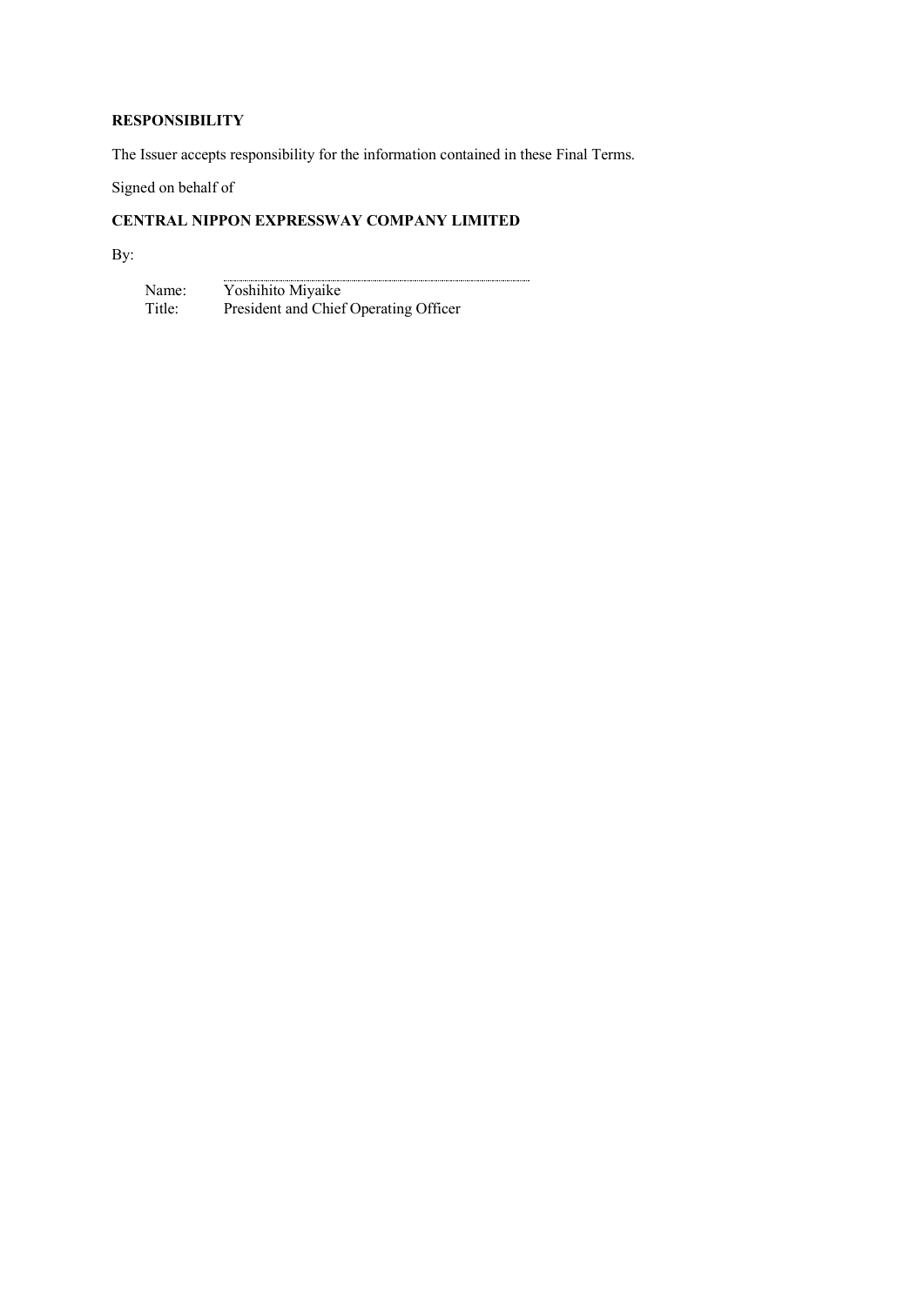**RESPONSIBILITY**

The Issuer accepts responsibility for the information contained in these Final Terms.

Signed on behalf of

**CENTRAL NIPPON EXPRESSWAY COMPANY LIMITED**

By:

Name: Yoshihito Miyaike
Title: President and Chief Operating Officer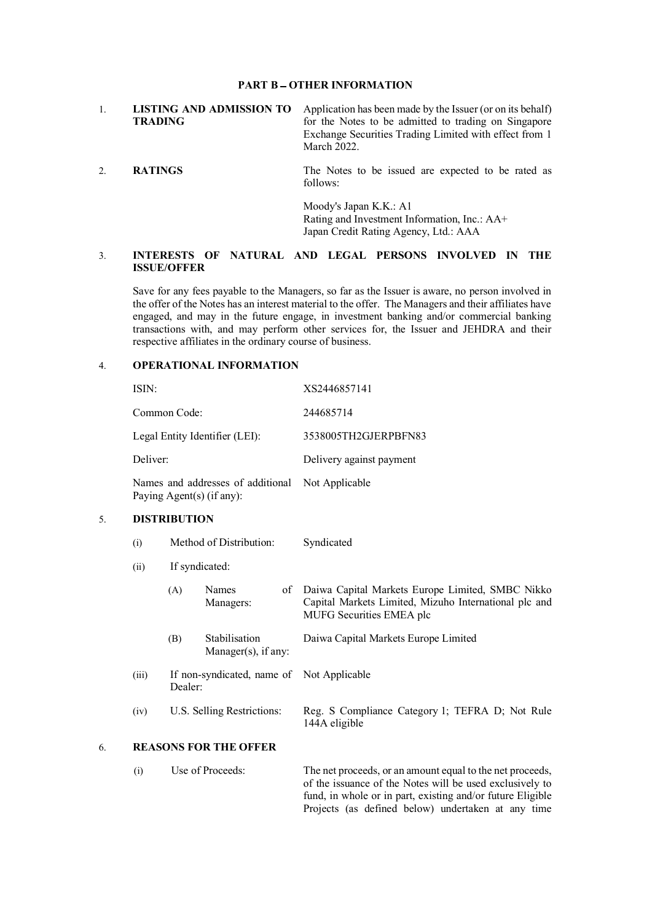## PART B – OTHER INFORMATION

1. **LISTING AND ADMISSION TO TRADING**

   Application has been made by the Issuer (or on its behalf) for the Notes to be admitted to trading on Singapore Exchange Securities Trading Limited with effect from 1 March 2022.

2. **RATINGS**

   The Notes to be issued are expected to be rated as follows:

   Moody's Japan K.K.: A1
   Rating and Investment Information, Inc.: AA+
   Japan Credit Rating Agency, Ltd.: AAA

3. **INTERESTS OF NATURAL AND LEGAL PERSONS INVOLVED IN THE ISSUE/OFFER**

   Save for any fees payable to the Managers, so far as the Issuer is aware, no person involved in the offer of the Notes has an interest material to the offer. The Managers and their affiliates have engaged, and may in the future engage, in investment banking and/or commercial banking transactions with, and may perform other services for, the Issuer and JEHDRA and their respective affiliates in the ordinary course of business.

4. **OPERATIONAL INFORMATION**

| | |
|---|---|
| ISIN: | XS2446857141 |
| Common Code: | 244685714 |
| Legal Entity Identifier (LEI): | 3538005TH2GJERPBFN83 |
| Deliver: | Delivery against payment |
| Names and addresses of additional Paying Agent(s) (if any): | Not Applicable |

5. **DISTRIBUTION**

| | | |
|---|---|---|
| (i) | Method of Distribution: | Syndicated |
| (ii) | If syndicated: | |
| | (A) Names of Managers: | Daiwa Capital Markets Europe Limited, SMBC Nikko Capital Markets Limited, Mizuho International plc and MUFG Securities EMEA plc |
| | (B) Stabilisation Manager(s), if any: | Daiwa Capital Markets Europe Limited |
| (iii) | If non-syndicated, name of Dealer: | Not Applicable |
| (iv) | U.S. Selling Restrictions: | Reg. S Compliance Category 1; TEFRA D; Not Rule 144A eligible |

6. **REASONS FOR THE OFFER**

| | | |
|---|---|---|
| (i) | Use of Proceeds: | The net proceeds, or an amount equal to the net proceeds, of the issuance of the Notes will be used exclusively to fund, in whole or in part, existing and/or future Eligible Projects (as defined below) undertaken at any time |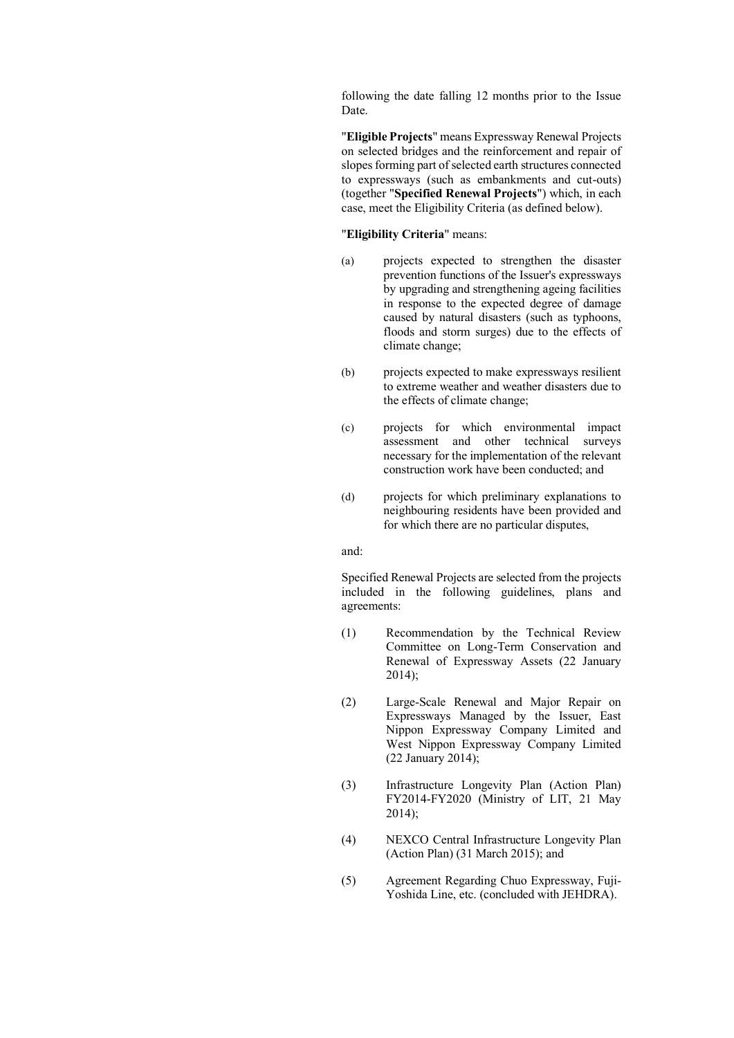following the date falling 12 months prior to the Issue Date.

"**Eligible Projects**" means Expressway Renewal Projects on selected bridges and the reinforcement and repair of slopes forming part of selected earth structures connected to expressways (such as embankments and cut-outs) (together "**Specified Renewal Projects**") which, in each case, meet the Eligibility Criteria (as defined below).

"**Eligibility Criteria**" means:

(a) projects expected to strengthen the disaster prevention functions of the Issuer's expressways by upgrading and strengthening ageing facilities in response to the expected degree of damage caused by natural disasters (such as typhoons, floods and storm surges) due to the effects of climate change;

(b) projects expected to make expressways resilient to extreme weather and weather disasters due to the effects of climate change;

(c) projects for which environmental impact assessment and other technical surveys necessary for the implementation of the relevant construction work have been conducted; and

(d) projects for which preliminary explanations to neighbouring residents have been provided and for which there are no particular disputes,

and:

Specified Renewal Projects are selected from the projects included in the following guidelines, plans and agreements:

(1) Recommendation by the Technical Review Committee on Long-Term Conservation and Renewal of Expressway Assets (22 January 2014);

(2) Large-Scale Renewal and Major Repair on Expressways Managed by the Issuer, East Nippon Expressway Company Limited and West Nippon Expressway Company Limited (22 January 2014);

(3) Infrastructure Longevity Plan (Action Plan) FY2014-FY2020 (Ministry of LIT, 21 May 2014);

(4) NEXCO Central Infrastructure Longevity Plan (Action Plan) (31 March 2015); and

(5) Agreement Regarding Chuo Expressway, Fuji-Yoshida Line, etc. (concluded with JEHDRA).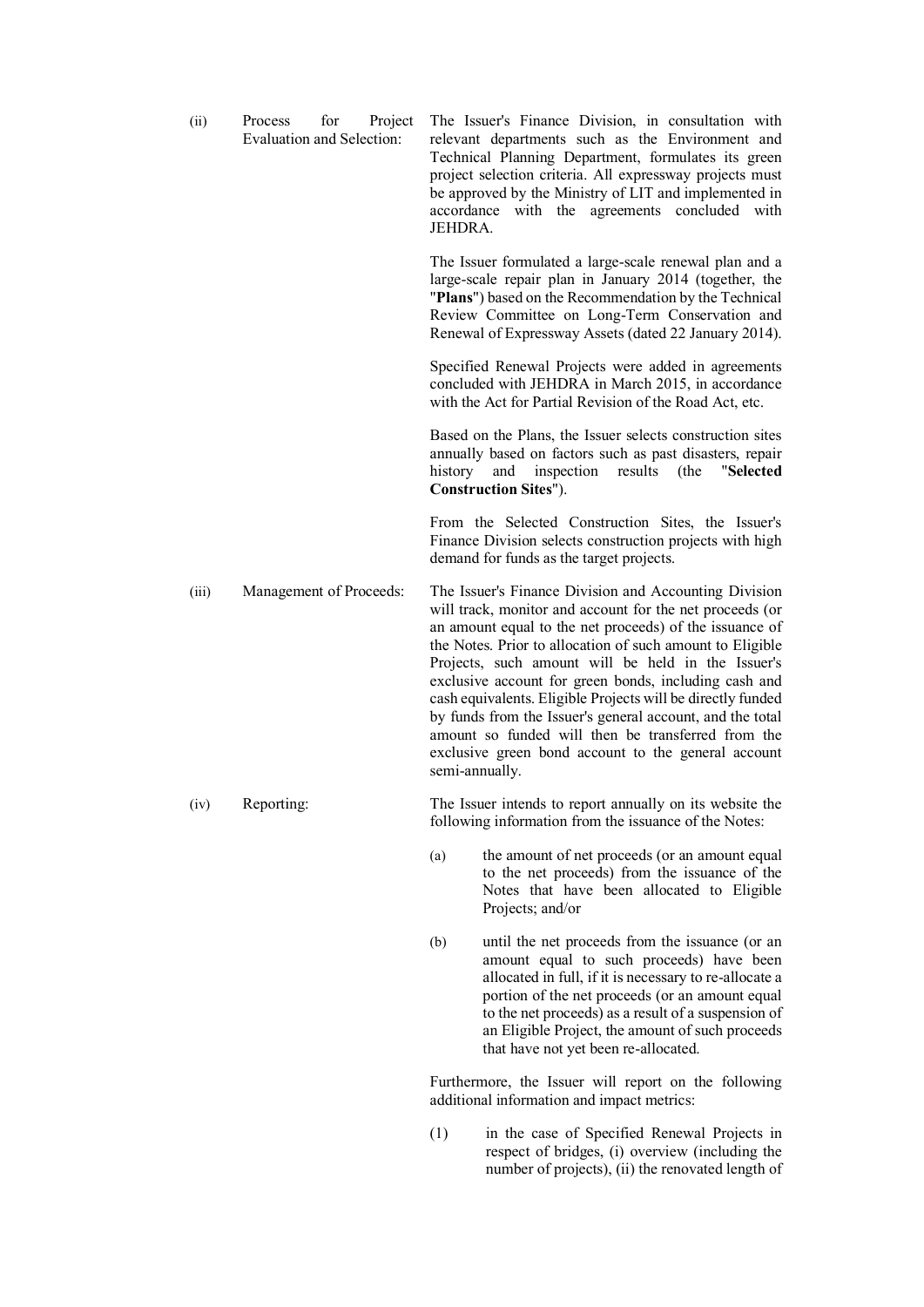(ii) Process for Project Evaluation and Selection:

The Issuer's Finance Division, in consultation with relevant departments such as the Environment and Technical Planning Department, formulates its green project selection criteria. All expressway projects must be approved by the Ministry of LIT and implemented in accordance with the agreements concluded with JEHDRA.

The Issuer formulated a large-scale renewal plan and a large-scale repair plan in January 2014 (together, the "**Plans**") based on the Recommendation by the Technical Review Committee on Long-Term Conservation and Renewal of Expressway Assets (dated 22 January 2014).

Specified Renewal Projects were added in agreements concluded with JEHDRA in March 2015, in accordance with the Act for Partial Revision of the Road Act, etc.

Based on the Plans, the Issuer selects construction sites annually based on factors such as past disasters, repair history and inspection results (the "**Selected Construction Sites**").

From the Selected Construction Sites, the Issuer's Finance Division selects construction projects with high demand for funds as the target projects.

(iii) Management of Proceeds:

The Issuer's Finance Division and Accounting Division will track, monitor and account for the net proceeds (or an amount equal to the net proceeds) of the issuance of the Notes. Prior to allocation of such amount to Eligible Projects, such amount will be held in the Issuer's exclusive account for green bonds, including cash and cash equivalents. Eligible Projects will be directly funded by funds from the Issuer's general account, and the total amount so funded will then be transferred from the exclusive green bond account to the general account semi-annually.

(iv) Reporting:

The Issuer intends to report annually on its website the following information from the issuance of the Notes:

(a) the amount of net proceeds (or an amount equal to the net proceeds) from the issuance of the Notes that have been allocated to Eligible Projects; and/or

(b) until the net proceeds from the issuance (or an amount equal to such proceeds) have been allocated in full, if it is necessary to re-allocate a portion of the net proceeds (or an amount equal to the net proceeds) as a result of a suspension of an Eligible Project, the amount of such proceeds that have not yet been re-allocated.

Furthermore, the Issuer will report on the following additional information and impact metrics:

(1) in the case of Specified Renewal Projects in respect of bridges, (i) overview (including the number of projects), (ii) the renovated length of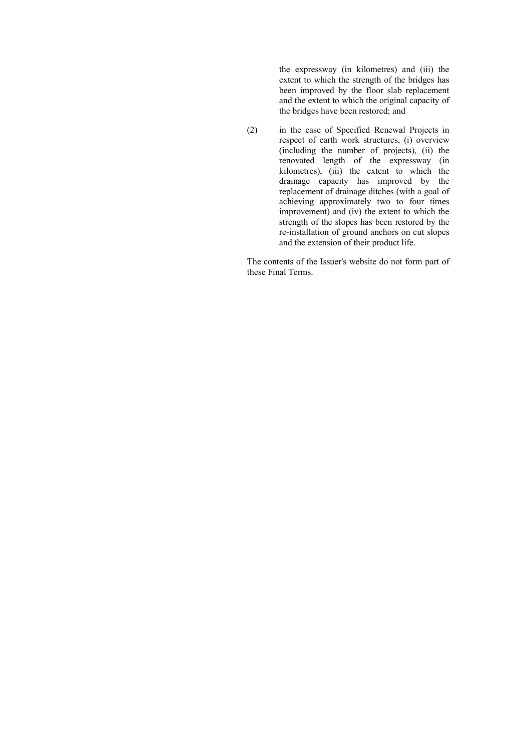the expressway (in kilometres) and (iii) the extent to which the strength of the bridges has been improved by the floor slab replacement and the extent to which the original capacity of the bridges have been restored; and

(2) in the case of Specified Renewal Projects in respect of earth work structures, (i) overview (including the number of projects), (ii) the renovated length of the expressway (in kilometres), (iii) the extent to which the drainage capacity has improved by the replacement of drainage ditches (with a goal of achieving approximately two to four times improvement) and (iv) the extent to which the strength of the slopes has been restored by the re-installation of ground anchors on cut slopes and the extension of their product life.

The contents of the Issuer's website do not form part of these Final Terms.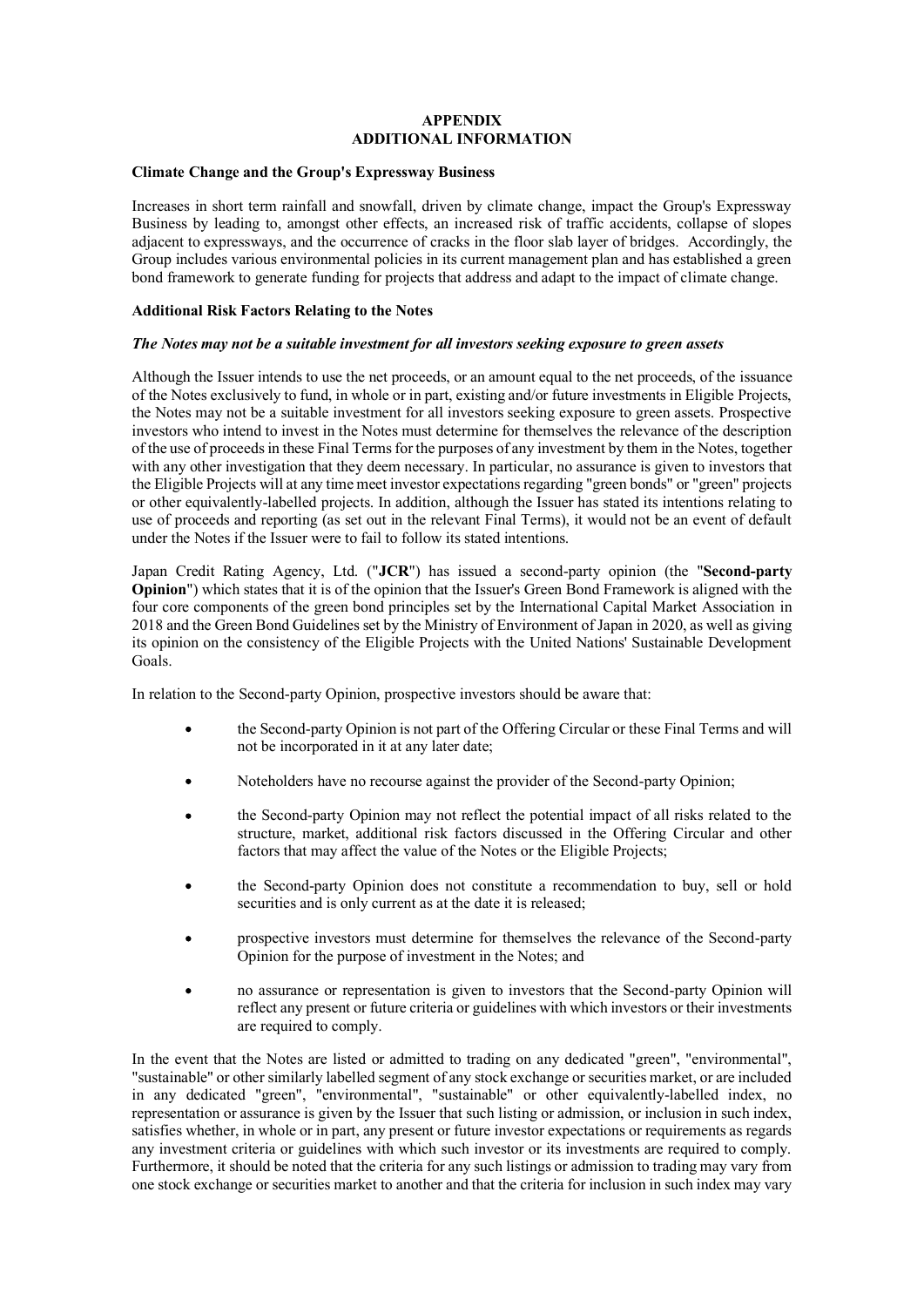# APPENDIX
# ADDITIONAL INFORMATION

**Climate Change and the Group's Expressway Business**

Increases in short term rainfall and snowfall, driven by climate change, impact the Group's Expressway Business by leading to, amongst other effects, an increased risk of traffic accidents, collapse of slopes adjacent to expressways, and the occurrence of cracks in the floor slab layer of bridges. Accordingly, the Group includes various environmental policies in its current management plan and has established a green bond framework to generate funding for projects that address and adapt to the impact of climate change.

**Additional Risk Factors Relating to the Notes**

***The Notes may not be a suitable investment for all investors seeking exposure to green assets***

Although the Issuer intends to use the net proceeds, or an amount equal to the net proceeds, of the issuance of the Notes exclusively to fund, in whole or in part, existing and/or future investments in Eligible Projects, the Notes may not be a suitable investment for all investors seeking exposure to green assets. Prospective investors who intend to invest in the Notes must determine for themselves the relevance of the description of the use of proceeds in these Final Terms for the purposes of any investment by them in the Notes, together with any other investigation that they deem necessary. In particular, no assurance is given to investors that the Eligible Projects will at any time meet investor expectations regarding "green bonds" or "green" projects or other equivalently-labelled projects. In addition, although the Issuer has stated its intentions relating to use of proceeds and reporting (as set out in the relevant Final Terms), it would not be an event of default under the Notes if the Issuer were to fail to follow its stated intentions.

Japan Credit Rating Agency, Ltd. ("**JCR**") has issued a second-party opinion (the "**Second-party Opinion**") which states that it is of the opinion that the Issuer's Green Bond Framework is aligned with the four core components of the green bond principles set by the International Capital Market Association in 2018 and the Green Bond Guidelines set by the Ministry of Environment of Japan in 2020, as well as giving its opinion on the consistency of the Eligible Projects with the United Nations' Sustainable Development Goals.

In relation to the Second-party Opinion, prospective investors should be aware that:

- the Second-party Opinion is not part of the Offering Circular or these Final Terms and will not be incorporated in it at any later date;
- Noteholders have no recourse against the provider of the Second-party Opinion;
- the Second-party Opinion may not reflect the potential impact of all risks related to the structure, market, additional risk factors discussed in the Offering Circular and other factors that may affect the value of the Notes or the Eligible Projects;
- the Second-party Opinion does not constitute a recommendation to buy, sell or hold securities and is only current as at the date it is released;
- prospective investors must determine for themselves the relevance of the Second-party Opinion for the purpose of investment in the Notes; and
- no assurance or representation is given to investors that the Second-party Opinion will reflect any present or future criteria or guidelines with which investors or their investments are required to comply.

In the event that the Notes are listed or admitted to trading on any dedicated "green", "environmental", "sustainable" or other similarly labelled segment of any stock exchange or securities market, or are included in any dedicated "green", "environmental", "sustainable" or other equivalently-labelled index, no representation or assurance is given by the Issuer that such listing or admission, or inclusion in such index, satisfies whether, in whole or in part, any present or future investor expectations or requirements as regards any investment criteria or guidelines with which such investor or its investments are required to comply. Furthermore, it should be noted that the criteria for any such listings or admission to trading may vary from one stock exchange or securities market to another and that the criteria for inclusion in such index may vary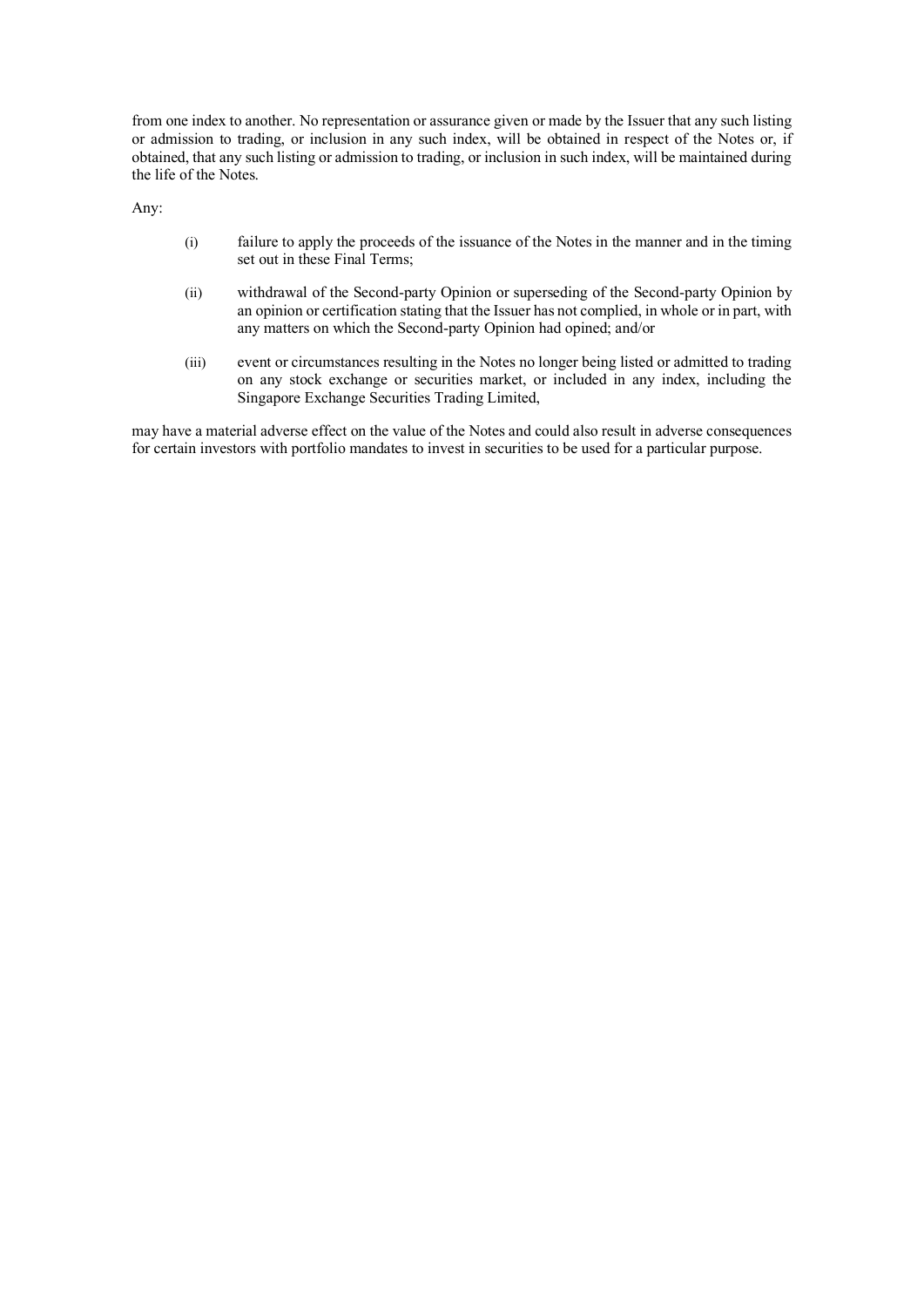from one index to another. No representation or assurance given or made by the Issuer that any such listing or admission to trading, or inclusion in any such index, will be obtained in respect of the Notes or, if obtained, that any such listing or admission to trading, or inclusion in such index, will be maintained during the life of the Notes.

Any:

(i) failure to apply the proceeds of the issuance of the Notes in the manner and in the timing set out in these Final Terms;

(ii) withdrawal of the Second-party Opinion or superseding of the Second-party Opinion by an opinion or certification stating that the Issuer has not complied, in whole or in part, with any matters on which the Second-party Opinion had opined; and/or

(iii) event or circumstances resulting in the Notes no longer being listed or admitted to trading on any stock exchange or securities market, or included in any index, including the Singapore Exchange Securities Trading Limited,

may have a material adverse effect on the value of the Notes and could also result in adverse consequences for certain investors with portfolio mandates to invest in securities to be used for a particular purpose.